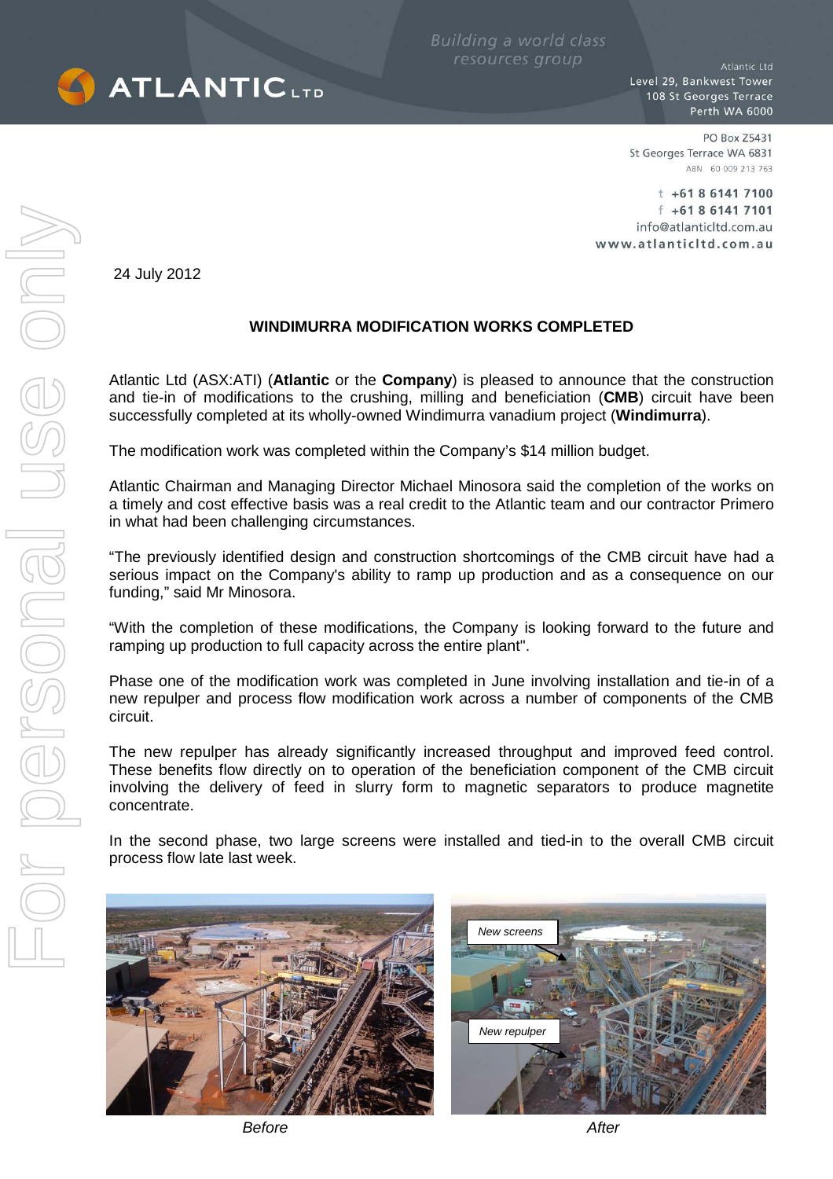Building a world class resources group

**ATLANTIC LTD**

Atlantic Ltd
Level 29, Bankwest Tower
108 St Georges Terrace
Perth WA 6000

PO Box Z5431
St Georges Terrace WA 6831
ABN 60 009 213 763

t +61 8 6141 7100
f +61 8 6141 7101
info@atlanticltd.com.au
www.atlanticltd.com.au

24 July 2012

## WINDIMURRA MODIFICATION WORKS COMPLETED

Atlantic Ltd (ASX:ATI) (**Atlantic** or the **Company**) is pleased to announce that the construction and tie-in of modifications to the crushing, milling and beneficiation (**CMB**) circuit have been successfully completed at its wholly-owned Windimurra vanadium project (**Windimurra**).

The modification work was completed within the Company's $14 million budget.

Atlantic Chairman and Managing Director Michael Minosora said the completion of the works on a timely and cost effective basis was a real credit to the Atlantic team and our contractor Primero in what had been challenging circumstances.

"The previously identified design and construction shortcomings of the CMB circuit have had a serious impact on the Company's ability to ramp up production and as a consequence on our funding," said Mr Minosora.

"With the completion of these modifications, the Company is looking forward to the future and ramping up production to full capacity across the entire plant".

Phase one of the modification work was completed in June involving installation and tie-in of a new repulper and process flow modification work across a number of components of the CMB circuit.

The new repulper has already significantly increased throughput and improved feed control. These benefits flow directly on to operation of the beneficiation component of the CMB circuit involving the delivery of feed in slurry form to magnetic separators to produce magnetite concentrate.

In the second phase, two large screens were installed and tied-in to the overall CMB circuit process flow late last week.

*Before*

New screens
New repulper

*After*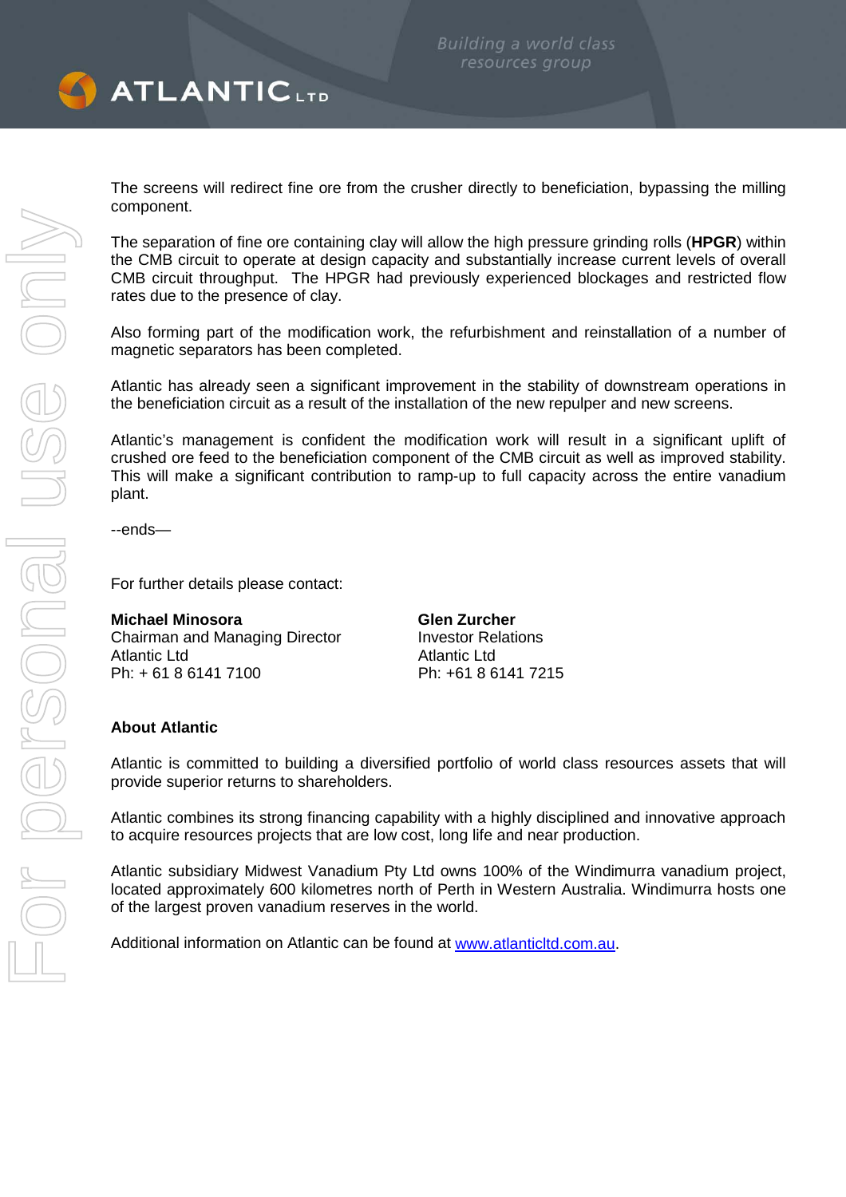The screens will redirect fine ore from the crusher directly to beneficiation, bypassing the milling component.

The separation of fine ore containing clay will allow the high pressure grinding rolls (**HPGR**) within the CMB circuit to operate at design capacity and substantially increase current levels of overall CMB circuit throughput. The HPGR had previously experienced blockages and restricted flow rates due to the presence of clay.

Also forming part of the modification work, the refurbishment and reinstallation of a number of magnetic separators has been completed.

Atlantic has already seen a significant improvement in the stability of downstream operations in the beneficiation circuit as a result of the installation of the new repulper and new screens.

Atlantic's management is confident the modification work will result in a significant uplift of crushed ore feed to the beneficiation component of the CMB circuit as well as improved stability. This will make a significant contribution to ramp-up to full capacity across the entire vanadium plant.

--ends—

For further details please contact:

**Michael Minosora**
Chairman and Managing Director
Atlantic Ltd
Ph: + 61 8 6141 7100

**Glen Zurcher**
Investor Relations
Atlantic Ltd
Ph: +61 8 6141 7215

**About Atlantic**

Atlantic is committed to building a diversified portfolio of world class resources assets that will provide superior returns to shareholders.

Atlantic combines its strong financing capability with a highly disciplined and innovative approach to acquire resources projects that are low cost, long life and near production.

Atlantic subsidiary Midwest Vanadium Pty Ltd owns 100% of the Windimurra vanadium project, located approximately 600 kilometres north of Perth in Western Australia. Windimurra hosts one of the largest proven vanadium reserves in the world.

Additional information on Atlantic can be found at www.atlanticltd.com.au.